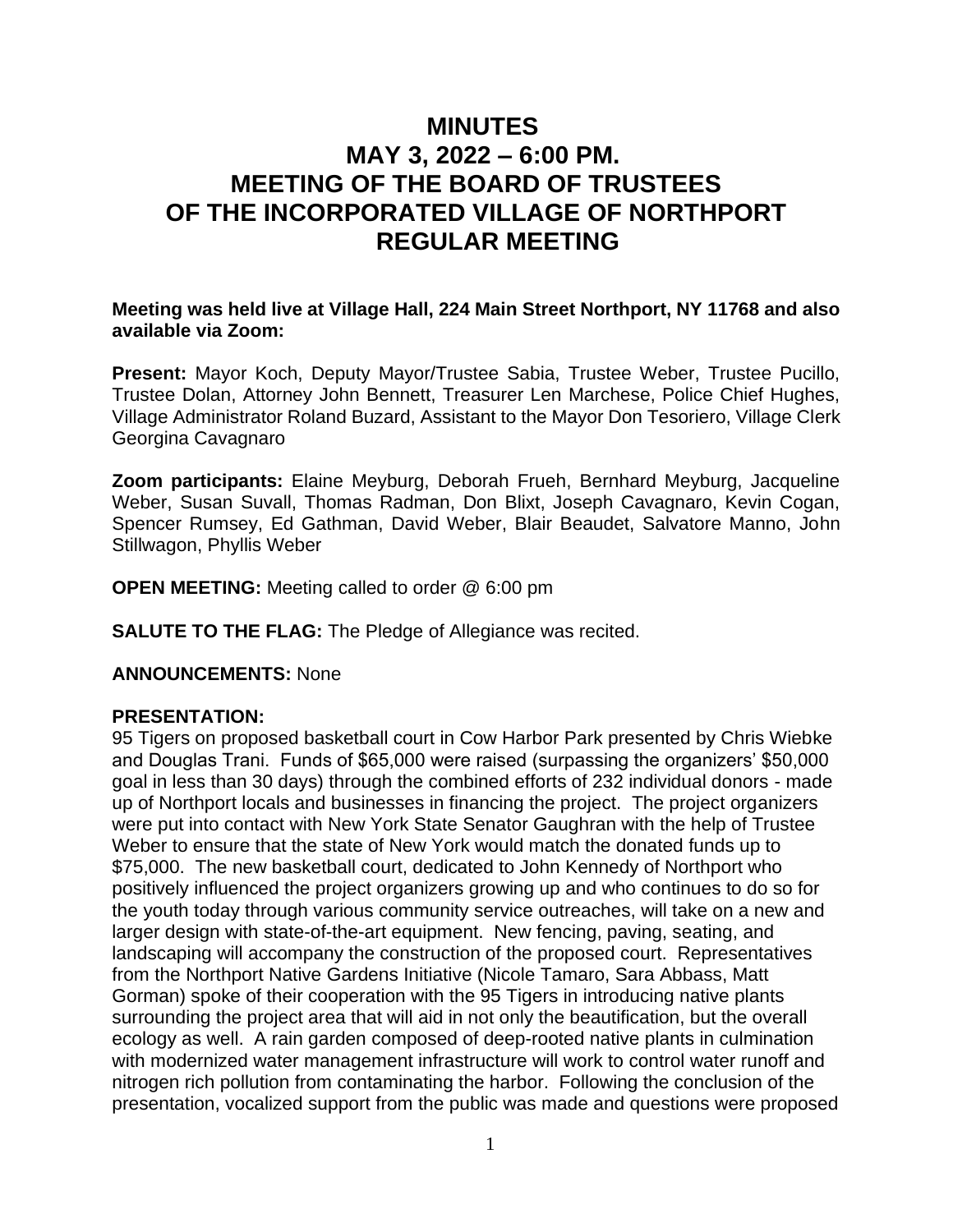# MINUTES
# MAY 3, 2022 – 6:00 PM.
# MEETING OF THE BOARD OF TRUSTEES OF THE INCORPORATED VILLAGE OF NORTHPORT
# REGULAR MEETING

**Meeting was held live at Village Hall, 224 Main Street Northport, NY 11768 and also available via Zoom:**

**Present:** Mayor Koch, Deputy Mayor/Trustee Sabia, Trustee Weber, Trustee Pucillo, Trustee Dolan, Attorney John Bennett, Treasurer Len Marchese, Police Chief Hughes, Village Administrator Roland Buzard, Assistant to the Mayor Don Tesoriero, Village Clerk Georgina Cavagnaro

**Zoom participants:** Elaine Meyburg, Deborah Frueh, Bernhard Meyburg, Jacqueline Weber, Susan Suvall, Thomas Radman, Don Blixt, Joseph Cavagnaro, Kevin Cogan, Spencer Rumsey, Ed Gathman, David Weber, Blair Beaudet, Salvatore Manno, John Stillwagon, Phyllis Weber

**OPEN MEETING:** Meeting called to order @ 6:00 pm

**SALUTE TO THE FLAG:** The Pledge of Allegiance was recited.

**ANNOUNCEMENTS:** None

**PRESENTATION:**
95 Tigers on proposed basketball court in Cow Harbor Park presented by Chris Wiebke and Douglas Trani. Funds of $65,000 were raised (surpassing the organizers' $50,000 goal in less than 30 days) through the combined efforts of 232 individual donors - made up of Northport locals and businesses in financing the project. The project organizers were put into contact with New York State Senator Gaughran with the help of Trustee Weber to ensure that the state of New York would match the donated funds up to $75,000. The new basketball court, dedicated to John Kennedy of Northport who positively influenced the project organizers growing up and who continues to do so for the youth today through various community service outreaches, will take on a new and larger design with state-of-the-art equipment. New fencing, paving, seating, and landscaping will accompany the construction of the proposed court. Representatives from the Northport Native Gardens Initiative (Nicole Tamaro, Sara Abbass, Matt Gorman) spoke of their cooperation with the 95 Tigers in introducing native plants surrounding the project area that will aid in not only the beautification, but the overall ecology as well. A rain garden composed of deep-rooted native plants in culmination with modernized water management infrastructure will work to control water runoff and nitrogen rich pollution from contaminating the harbor. Following the conclusion of the presentation, vocalized support from the public was made and questions were proposed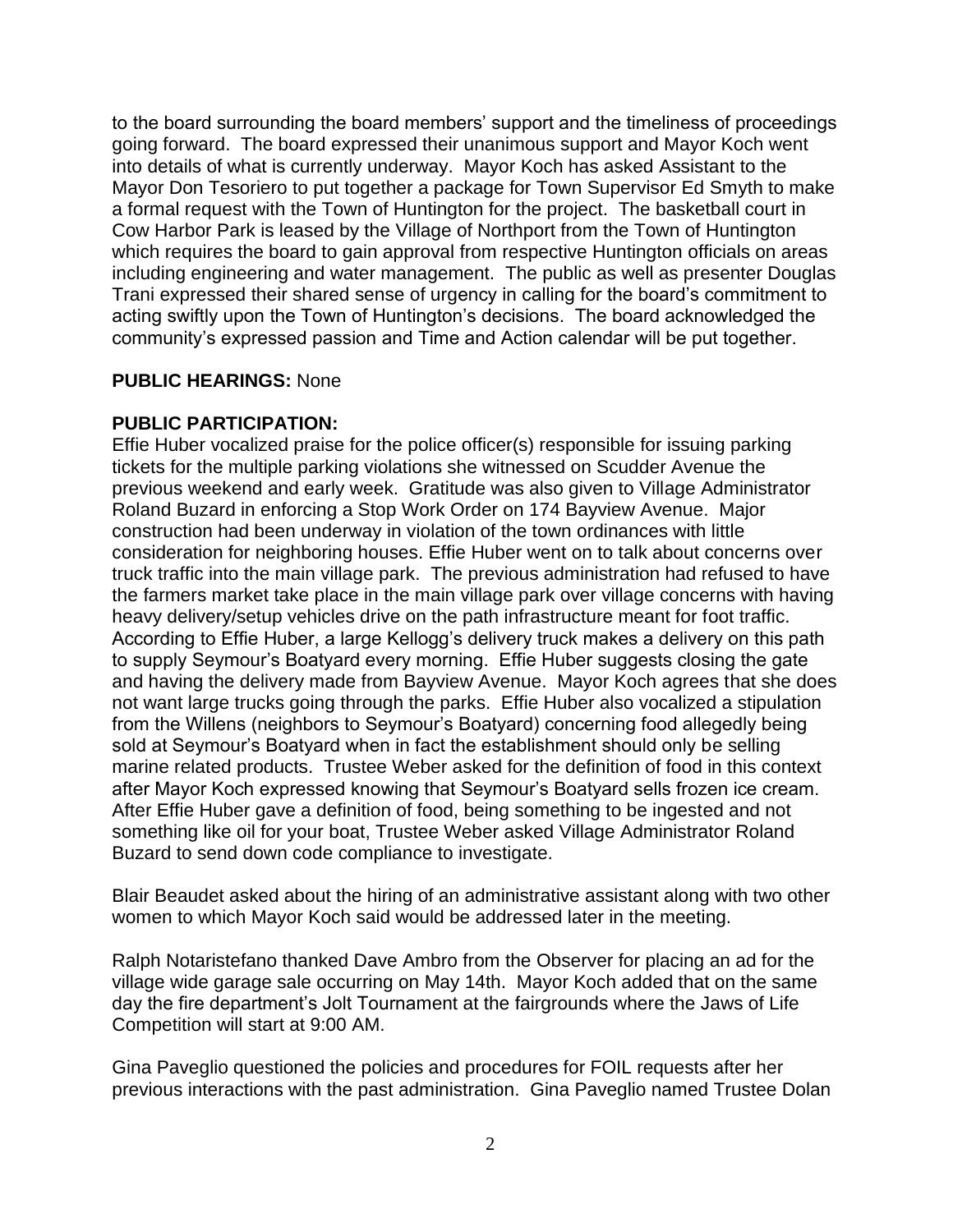to the board surrounding the board members' support and the timeliness of proceedings going forward. The board expressed their unanimous support and Mayor Koch went into details of what is currently underway. Mayor Koch has asked Assistant to the Mayor Don Tesoriero to put together a package for Town Supervisor Ed Smyth to make a formal request with the Town of Huntington for the project. The basketball court in Cow Harbor Park is leased by the Village of Northport from the Town of Huntington which requires the board to gain approval from respective Huntington officials on areas including engineering and water management. The public as well as presenter Douglas Trani expressed their shared sense of urgency in calling for the board's commitment to acting swiftly upon the Town of Huntington's decisions. The board acknowledged the community's expressed passion and Time and Action calendar will be put together.

**PUBLIC HEARINGS:** None

**PUBLIC PARTICIPATION:**

Effie Huber vocalized praise for the police officer(s) responsible for issuing parking tickets for the multiple parking violations she witnessed on Scudder Avenue the previous weekend and early week. Gratitude was also given to Village Administrator Roland Buzard in enforcing a Stop Work Order on 174 Bayview Avenue. Major construction had been underway in violation of the town ordinances with little consideration for neighboring houses. Effie Huber went on to talk about concerns over truck traffic into the main village park. The previous administration had refused to have the farmers market take place in the main village park over village concerns with having heavy delivery/setup vehicles drive on the path infrastructure meant for foot traffic. According to Effie Huber, a large Kellogg's delivery truck makes a delivery on this path to supply Seymour's Boatyard every morning. Effie Huber suggests closing the gate and having the delivery made from Bayview Avenue. Mayor Koch agrees that she does not want large trucks going through the parks. Effie Huber also vocalized a stipulation from the Willens (neighbors to Seymour's Boatyard) concerning food allegedly being sold at Seymour's Boatyard when in fact the establishment should only be selling marine related products. Trustee Weber asked for the definition of food in this context after Mayor Koch expressed knowing that Seymour's Boatyard sells frozen ice cream. After Effie Huber gave a definition of food, being something to be ingested and not something like oil for your boat, Trustee Weber asked Village Administrator Roland Buzard to send down code compliance to investigate.

Blair Beaudet asked about the hiring of an administrative assistant along with two other women to which Mayor Koch said would be addressed later in the meeting.

Ralph Notaristefano thanked Dave Ambro from the Observer for placing an ad for the village wide garage sale occurring on May 14th. Mayor Koch added that on the same day the fire department's Jolt Tournament at the fairgrounds where the Jaws of Life Competition will start at 9:00 AM.

Gina Paveglio questioned the policies and procedures for FOIL requests after her previous interactions with the past administration. Gina Paveglio named Trustee Dolan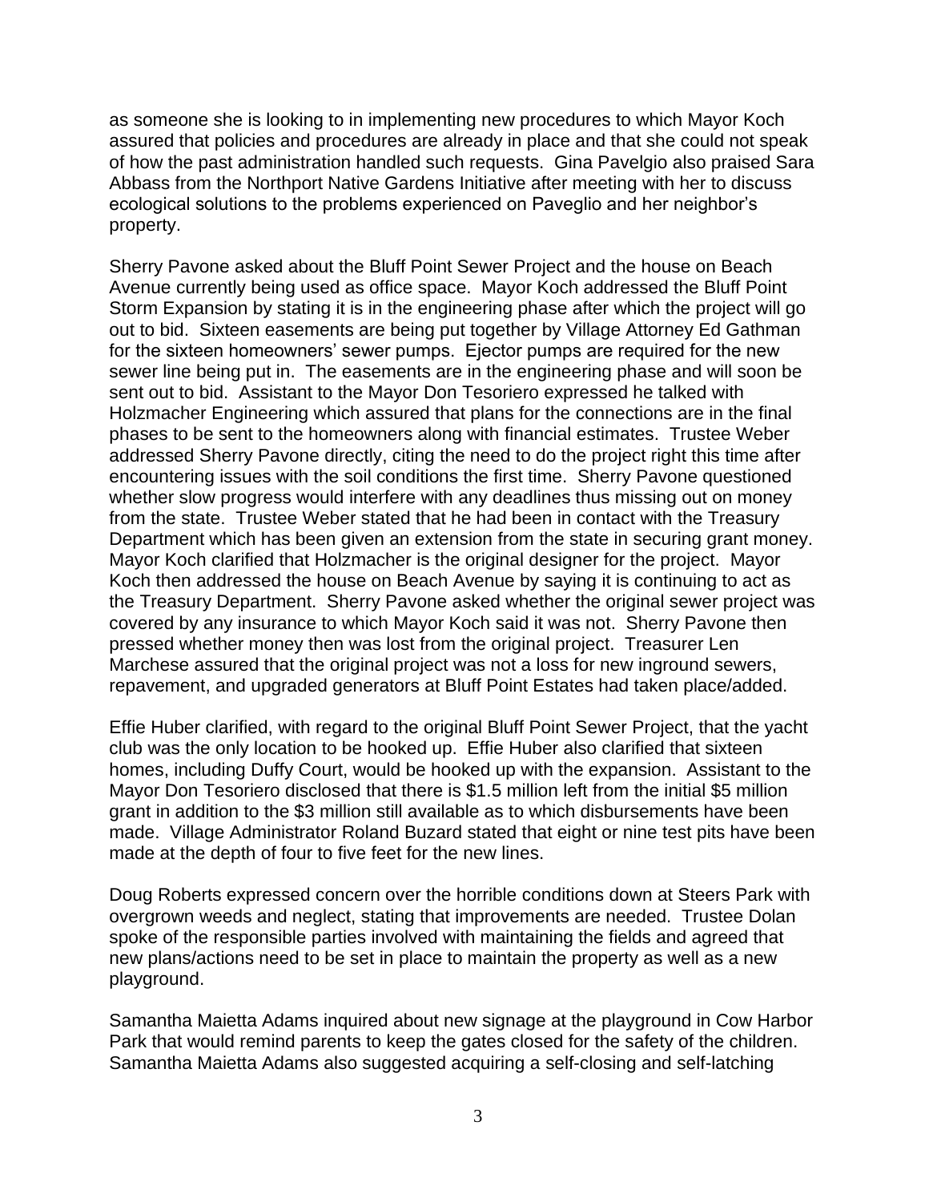as someone she is looking to in implementing new procedures to which Mayor Koch assured that policies and procedures are already in place and that she could not speak of how the past administration handled such requests. Gina Pavelgio also praised Sara Abbass from the Northport Native Gardens Initiative after meeting with her to discuss ecological solutions to the problems experienced on Paveglio and her neighbor's property.

Sherry Pavone asked about the Bluff Point Sewer Project and the house on Beach Avenue currently being used as office space. Mayor Koch addressed the Bluff Point Storm Expansion by stating it is in the engineering phase after which the project will go out to bid. Sixteen easements are being put together by Village Attorney Ed Gathman for the sixteen homeowners' sewer pumps. Ejector pumps are required for the new sewer line being put in. The easements are in the engineering phase and will soon be sent out to bid. Assistant to the Mayor Don Tesoriero expressed he talked with Holzmacher Engineering which assured that plans for the connections are in the final phases to be sent to the homeowners along with financial estimates. Trustee Weber addressed Sherry Pavone directly, citing the need to do the project right this time after encountering issues with the soil conditions the first time. Sherry Pavone questioned whether slow progress would interfere with any deadlines thus missing out on money from the state. Trustee Weber stated that he had been in contact with the Treasury Department which has been given an extension from the state in securing grant money. Mayor Koch clarified that Holzmacher is the original designer for the project. Mayor Koch then addressed the house on Beach Avenue by saying it is continuing to act as the Treasury Department. Sherry Pavone asked whether the original sewer project was covered by any insurance to which Mayor Koch said it was not. Sherry Pavone then pressed whether money then was lost from the original project. Treasurer Len Marchese assured that the original project was not a loss for new inground sewers, repavement, and upgraded generators at Bluff Point Estates had taken place/added.

Effie Huber clarified, with regard to the original Bluff Point Sewer Project, that the yacht club was the only location to be hooked up. Effie Huber also clarified that sixteen homes, including Duffy Court, would be hooked up with the expansion. Assistant to the Mayor Don Tesoriero disclosed that there is $1.5 million left from the initial $5 million grant in addition to the $3 million still available as to which disbursements have been made. Village Administrator Roland Buzard stated that eight or nine test pits have been made at the depth of four to five feet for the new lines.

Doug Roberts expressed concern over the horrible conditions down at Steers Park with overgrown weeds and neglect, stating that improvements are needed. Trustee Dolan spoke of the responsible parties involved with maintaining the fields and agreed that new plans/actions need to be set in place to maintain the property as well as a new playground.

Samantha Maietta Adams inquired about new signage at the playground in Cow Harbor Park that would remind parents to keep the gates closed for the safety of the children. Samantha Maietta Adams also suggested acquiring a self-closing and self-latching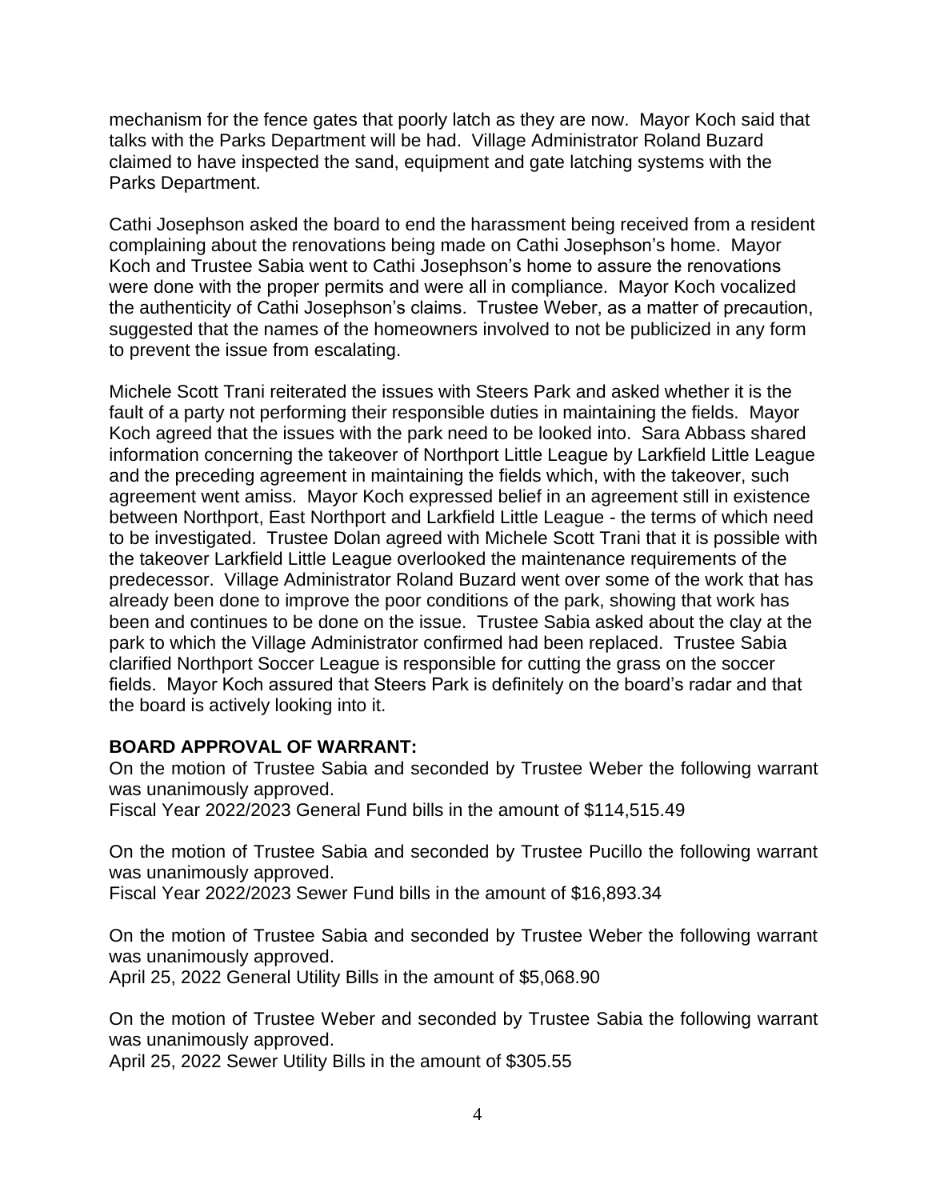mechanism for the fence gates that poorly latch as they are now. Mayor Koch said that talks with the Parks Department will be had. Village Administrator Roland Buzard claimed to have inspected the sand, equipment and gate latching systems with the Parks Department.

Cathi Josephson asked the board to end the harassment being received from a resident complaining about the renovations being made on Cathi Josephson's home. Mayor Koch and Trustee Sabia went to Cathi Josephson's home to assure the renovations were done with the proper permits and were all in compliance. Mayor Koch vocalized the authenticity of Cathi Josephson's claims. Trustee Weber, as a matter of precaution, suggested that the names of the homeowners involved to not be publicized in any form to prevent the issue from escalating.

Michele Scott Trani reiterated the issues with Steers Park and asked whether it is the fault of a party not performing their responsible duties in maintaining the fields. Mayor Koch agreed that the issues with the park need to be looked into. Sara Abbass shared information concerning the takeover of Northport Little League by Larkfield Little League and the preceding agreement in maintaining the fields which, with the takeover, such agreement went amiss. Mayor Koch expressed belief in an agreement still in existence between Northport, East Northport and Larkfield Little League - the terms of which need to be investigated. Trustee Dolan agreed with Michele Scott Trani that it is possible with the takeover Larkfield Little League overlooked the maintenance requirements of the predecessor. Village Administrator Roland Buzard went over some of the work that has already been done to improve the poor conditions of the park, showing that work has been and continues to be done on the issue. Trustee Sabia asked about the clay at the park to which the Village Administrator confirmed had been replaced. Trustee Sabia clarified Northport Soccer League is responsible for cutting the grass on the soccer fields. Mayor Koch assured that Steers Park is definitely on the board's radar and that the board is actively looking into it.

**BOARD APPROVAL OF WARRANT:**

On the motion of Trustee Sabia and seconded by Trustee Weber the following warrant was unanimously approved.
Fiscal Year 2022/2023 General Fund bills in the amount of $114,515.49

On the motion of Trustee Sabia and seconded by Trustee Pucillo the following warrant was unanimously approved.
Fiscal Year 2022/2023 Sewer Fund bills in the amount of $16,893.34

On the motion of Trustee Sabia and seconded by Trustee Weber the following warrant was unanimously approved.
April 25, 2022 General Utility Bills in the amount of $5,068.90

On the motion of Trustee Weber and seconded by Trustee Sabia the following warrant was unanimously approved.
April 25, 2022 Sewer Utility Bills in the amount of $305.55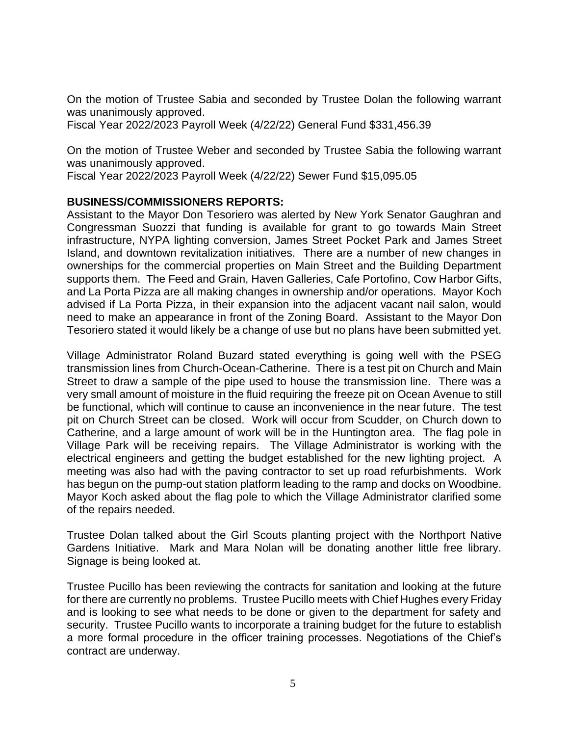On the motion of Trustee Sabia and seconded by Trustee Dolan the following warrant was unanimously approved.
Fiscal Year 2022/2023 Payroll Week (4/22/22) General Fund $331,456.39

On the motion of Trustee Weber and seconded by Trustee Sabia the following warrant was unanimously approved.
Fiscal Year 2022/2023 Payroll Week (4/22/22) Sewer Fund $15,095.05

**BUSINESS/COMMISSIONERS REPORTS:**
Assistant to the Mayor Don Tesoriero was alerted by New York Senator Gaughran and Congressman Suozzi that funding is available for grant to go towards Main Street infrastructure, NYPA lighting conversion, James Street Pocket Park and James Street Island, and downtown revitalization initiatives. There are a number of new changes in ownerships for the commercial properties on Main Street and the Building Department supports them. The Feed and Grain, Haven Galleries, Cafe Portofino, Cow Harbor Gifts, and La Porta Pizza are all making changes in ownership and/or operations. Mayor Koch advised if La Porta Pizza, in their expansion into the adjacent vacant nail salon, would need to make an appearance in front of the Zoning Board. Assistant to the Mayor Don Tesoriero stated it would likely be a change of use but no plans have been submitted yet.

Village Administrator Roland Buzard stated everything is going well with the PSEG transmission lines from Church-Ocean-Catherine. There is a test pit on Church and Main Street to draw a sample of the pipe used to house the transmission line. There was a very small amount of moisture in the fluid requiring the freeze pit on Ocean Avenue to still be functional, which will continue to cause an inconvenience in the near future. The test pit on Church Street can be closed. Work will occur from Scudder, on Church down to Catherine, and a large amount of work will be in the Huntington area. The flag pole in Village Park will be receiving repairs. The Village Administrator is working with the electrical engineers and getting the budget established for the new lighting project. A meeting was also had with the paving contractor to set up road refurbishments. Work has begun on the pump-out station platform leading to the ramp and docks on Woodbine. Mayor Koch asked about the flag pole to which the Village Administrator clarified some of the repairs needed.

Trustee Dolan talked about the Girl Scouts planting project with the Northport Native Gardens Initiative. Mark and Mara Nolan will be donating another little free library. Signage is being looked at.

Trustee Pucillo has been reviewing the contracts for sanitation and looking at the future for there are currently no problems. Trustee Pucillo meets with Chief Hughes every Friday and is looking to see what needs to be done or given to the department for safety and security. Trustee Pucillo wants to incorporate a training budget for the future to establish a more formal procedure in the officer training processes. Negotiations of the Chief's contract are underway.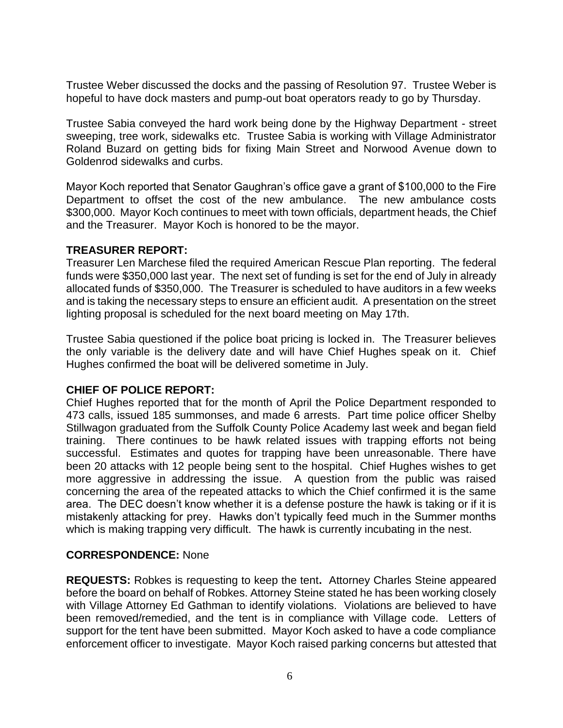Trustee Weber discussed the docks and the passing of Resolution 97. Trustee Weber is hopeful to have dock masters and pump-out boat operators ready to go by Thursday.

Trustee Sabia conveyed the hard work being done by the Highway Department - street sweeping, tree work, sidewalks etc. Trustee Sabia is working with Village Administrator Roland Buzard on getting bids for fixing Main Street and Norwood Avenue down to Goldenrod sidewalks and curbs.

Mayor Koch reported that Senator Gaughran's office gave a grant of $100,000 to the Fire Department to offset the cost of the new ambulance. The new ambulance costs $300,000. Mayor Koch continues to meet with town officials, department heads, the Chief and the Treasurer. Mayor Koch is honored to be the mayor.

**TREASURER REPORT:**
Treasurer Len Marchese filed the required American Rescue Plan reporting. The federal funds were $350,000 last year. The next set of funding is set for the end of July in already allocated funds of $350,000. The Treasurer is scheduled to have auditors in a few weeks and is taking the necessary steps to ensure an efficient audit. A presentation on the street lighting proposal is scheduled for the next board meeting on May 17th.

Trustee Sabia questioned if the police boat pricing is locked in. The Treasurer believes the only variable is the delivery date and will have Chief Hughes speak on it. Chief Hughes confirmed the boat will be delivered sometime in July.

**CHIEF OF POLICE REPORT:**
Chief Hughes reported that for the month of April the Police Department responded to 473 calls, issued 185 summonses, and made 6 arrests. Part time police officer Shelby Stillwagon graduated from the Suffolk County Police Academy last week and began field training. There continues to be hawk related issues with trapping efforts not being successful. Estimates and quotes for trapping have been unreasonable. There have been 20 attacks with 12 people being sent to the hospital. Chief Hughes wishes to get more aggressive in addressing the issue. A question from the public was raised concerning the area of the repeated attacks to which the Chief confirmed it is the same area. The DEC doesn't know whether it is a defense posture the hawk is taking or if it is mistakenly attacking for prey. Hawks don't typically feed much in the Summer months which is making trapping very difficult. The hawk is currently incubating in the nest.

**CORRESPONDENCE:** None

**REQUESTS:** Robkes is requesting to keep the tent**.** Attorney Charles Steine appeared before the board on behalf of Robkes. Attorney Steine stated he has been working closely with Village Attorney Ed Gathman to identify violations. Violations are believed to have been removed/remedied, and the tent is in compliance with Village code. Letters of support for the tent have been submitted. Mayor Koch asked to have a code compliance enforcement officer to investigate. Mayor Koch raised parking concerns but attested that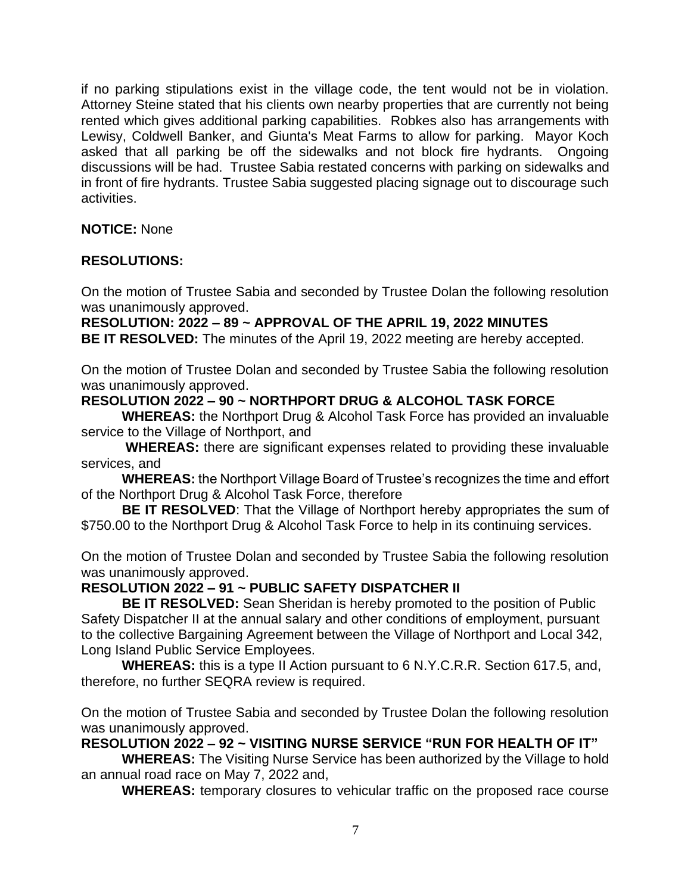if no parking stipulations exist in the village code, the tent would not be in violation. Attorney Steine stated that his clients own nearby properties that are currently not being rented which gives additional parking capabilities. Robkes also has arrangements with Lewisy, Coldwell Banker, and Giunta's Meat Farms to allow for parking. Mayor Koch asked that all parking be off the sidewalks and not block fire hydrants. Ongoing discussions will be had. Trustee Sabia restated concerns with parking on sidewalks and in front of fire hydrants. Trustee Sabia suggested placing signage out to discourage such activities.

**NOTICE:** None

**RESOLUTIONS:**

On the motion of Trustee Sabia and seconded by Trustee Dolan the following resolution was unanimously approved.

**RESOLUTION: 2022 – 89 ~ APPROVAL OF THE APRIL 19, 2022 MINUTES**

**BE IT RESOLVED:** The minutes of the April 19, 2022 meeting are hereby accepted.

On the motion of Trustee Dolan and seconded by Trustee Sabia the following resolution was unanimously approved.

**RESOLUTION 2022 – 90 ~ NORTHPORT DRUG & ALCOHOL TASK FORCE**

**WHEREAS:** the Northport Drug & Alcohol Task Force has provided an invaluable service to the Village of Northport, and

**WHEREAS:** there are significant expenses related to providing these invaluable services, and

**WHEREAS:** the Northport Village Board of Trustee's recognizes the time and effort of the Northport Drug & Alcohol Task Force, therefore

**BE IT RESOLVED**: That the Village of Northport hereby appropriates the sum of $750.00 to the Northport Drug & Alcohol Task Force to help in its continuing services.

On the motion of Trustee Dolan and seconded by Trustee Sabia the following resolution was unanimously approved.

**RESOLUTION 2022 – 91 ~ PUBLIC SAFETY DISPATCHER II**

**BE IT RESOLVED:** Sean Sheridan is hereby promoted to the position of Public Safety Dispatcher II at the annual salary and other conditions of employment, pursuant to the collective Bargaining Agreement between the Village of Northport and Local 342, Long Island Public Service Employees.

**WHEREAS:** this is a type II Action pursuant to 6 N.Y.C.R.R. Section 617.5, and, therefore, no further SEQRA review is required.

On the motion of Trustee Sabia and seconded by Trustee Dolan the following resolution was unanimously approved.

**RESOLUTION 2022 – 92 ~ VISITING NURSE SERVICE "RUN FOR HEALTH OF IT"**

**WHEREAS:** The Visiting Nurse Service has been authorized by the Village to hold an annual road race on May 7, 2022 and,

**WHEREAS:** temporary closures to vehicular traffic on the proposed race course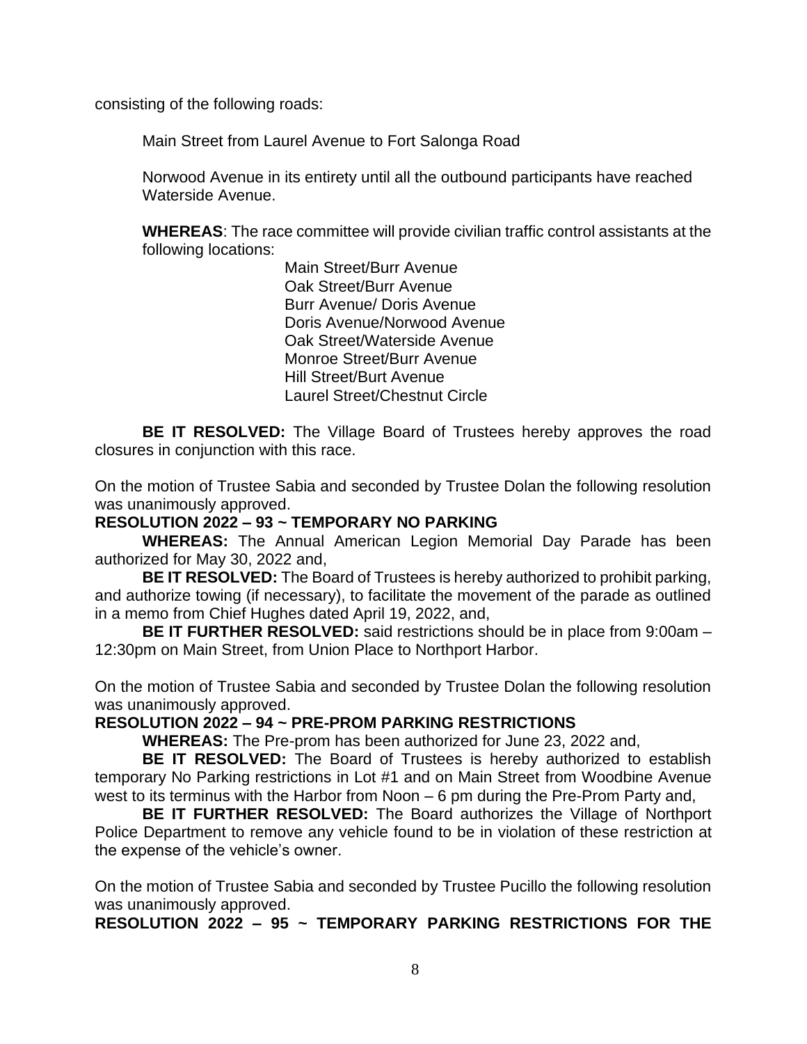consisting of the following roads:

Main Street from Laurel Avenue to Fort Salonga Road

Norwood Avenue in its entirety until all the outbound participants have reached Waterside Avenue.

**WHEREAS**: The race committee will provide civilian traffic control assistants at the following locations:

Main Street/Burr Avenue
Oak Street/Burr Avenue
Burr Avenue/ Doris Avenue
Doris Avenue/Norwood Avenue
Oak Street/Waterside Avenue
Monroe Street/Burr Avenue
Hill Street/Burt Avenue
Laurel Street/Chestnut Circle

**BE IT RESOLVED:** The Village Board of Trustees hereby approves the road closures in conjunction with this race.

On the motion of Trustee Sabia and seconded by Trustee Dolan the following resolution was unanimously approved.

**RESOLUTION 2022 – 93 ~ TEMPORARY NO PARKING**

**WHEREAS:** The Annual American Legion Memorial Day Parade has been authorized for May 30, 2022 and,

**BE IT RESOLVED:** The Board of Trustees is hereby authorized to prohibit parking, and authorize towing (if necessary), to facilitate the movement of the parade as outlined in a memo from Chief Hughes dated April 19, 2022, and,

**BE IT FURTHER RESOLVED:** said restrictions should be in place from 9:00am – 12:30pm on Main Street, from Union Place to Northport Harbor.

On the motion of Trustee Sabia and seconded by Trustee Dolan the following resolution was unanimously approved.

**RESOLUTION 2022 – 94 ~ PRE-PROM PARKING RESTRICTIONS**

**WHEREAS:** The Pre-prom has been authorized for June 23, 2022 and,

**BE IT RESOLVED:** The Board of Trustees is hereby authorized to establish temporary No Parking restrictions in Lot #1 and on Main Street from Woodbine Avenue west to its terminus with the Harbor from Noon – 6 pm during the Pre-Prom Party and,

**BE IT FURTHER RESOLVED:** The Board authorizes the Village of Northport Police Department to remove any vehicle found to be in violation of these restriction at the expense of the vehicle's owner.

On the motion of Trustee Sabia and seconded by Trustee Pucillo the following resolution was unanimously approved.

**RESOLUTION 2022 – 95 ~ TEMPORARY PARKING RESTRICTIONS FOR THE**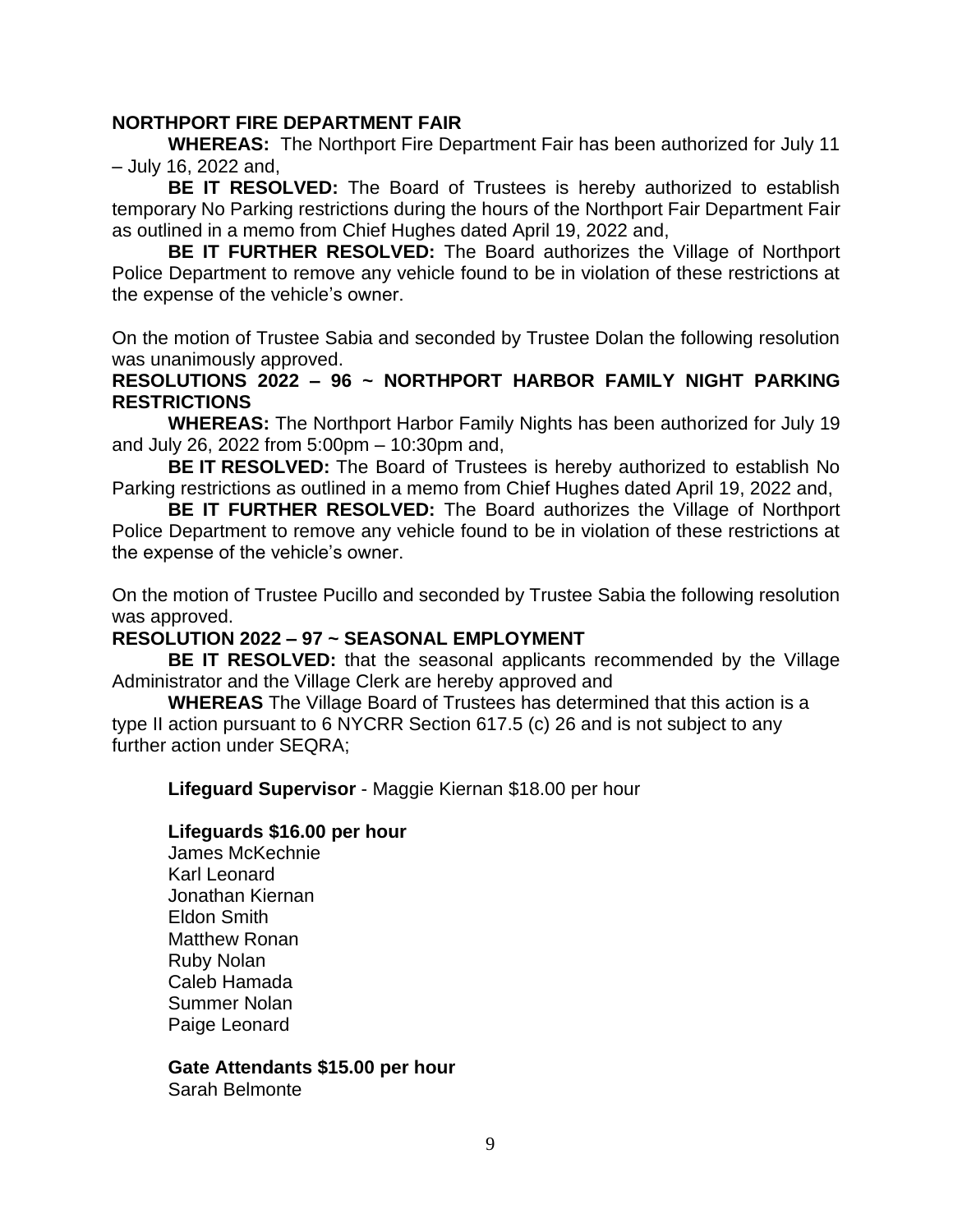**NORTHPORT FIRE DEPARTMENT FAIR**

**WHEREAS:** The Northport Fire Department Fair has been authorized for July 11 – July 16, 2022 and,

**BE IT RESOLVED:** The Board of Trustees is hereby authorized to establish temporary No Parking restrictions during the hours of the Northport Fair Department Fair as outlined in a memo from Chief Hughes dated April 19, 2022 and,

**BE IT FURTHER RESOLVED:** The Board authorizes the Village of Northport Police Department to remove any vehicle found to be in violation of these restrictions at the expense of the vehicle's owner.

On the motion of Trustee Sabia and seconded by Trustee Dolan the following resolution was unanimously approved.

**RESOLUTIONS 2022 – 96 ~ NORTHPORT HARBOR FAMILY NIGHT PARKING RESTRICTIONS**

**WHEREAS:** The Northport Harbor Family Nights has been authorized for July 19 and July 26, 2022 from 5:00pm – 10:30pm and,

**BE IT RESOLVED:** The Board of Trustees is hereby authorized to establish No Parking restrictions as outlined in a memo from Chief Hughes dated April 19, 2022 and,

**BE IT FURTHER RESOLVED:** The Board authorizes the Village of Northport Police Department to remove any vehicle found to be in violation of these restrictions at the expense of the vehicle's owner.

On the motion of Trustee Pucillo and seconded by Trustee Sabia the following resolution was approved.

**RESOLUTION 2022 – 97 ~ SEASONAL EMPLOYMENT**

**BE IT RESOLVED:** that the seasonal applicants recommended by the Village Administrator and the Village Clerk are hereby approved and

**WHEREAS** The Village Board of Trustees has determined that this action is a type II action pursuant to 6 NYCRR Section 617.5 (c) 26 and is not subject to any further action under SEQRA;

**Lifeguard Supervisor** - Maggie Kiernan $18.00 per hour

**Lifeguards $16.00 per hour**
James McKechnie
Karl Leonard
Jonathan Kiernan
Eldon Smith
Matthew Ronan
Ruby Nolan
Caleb Hamada
Summer Nolan
Paige Leonard

**Gate Attendants $15.00 per hour**
Sarah Belmonte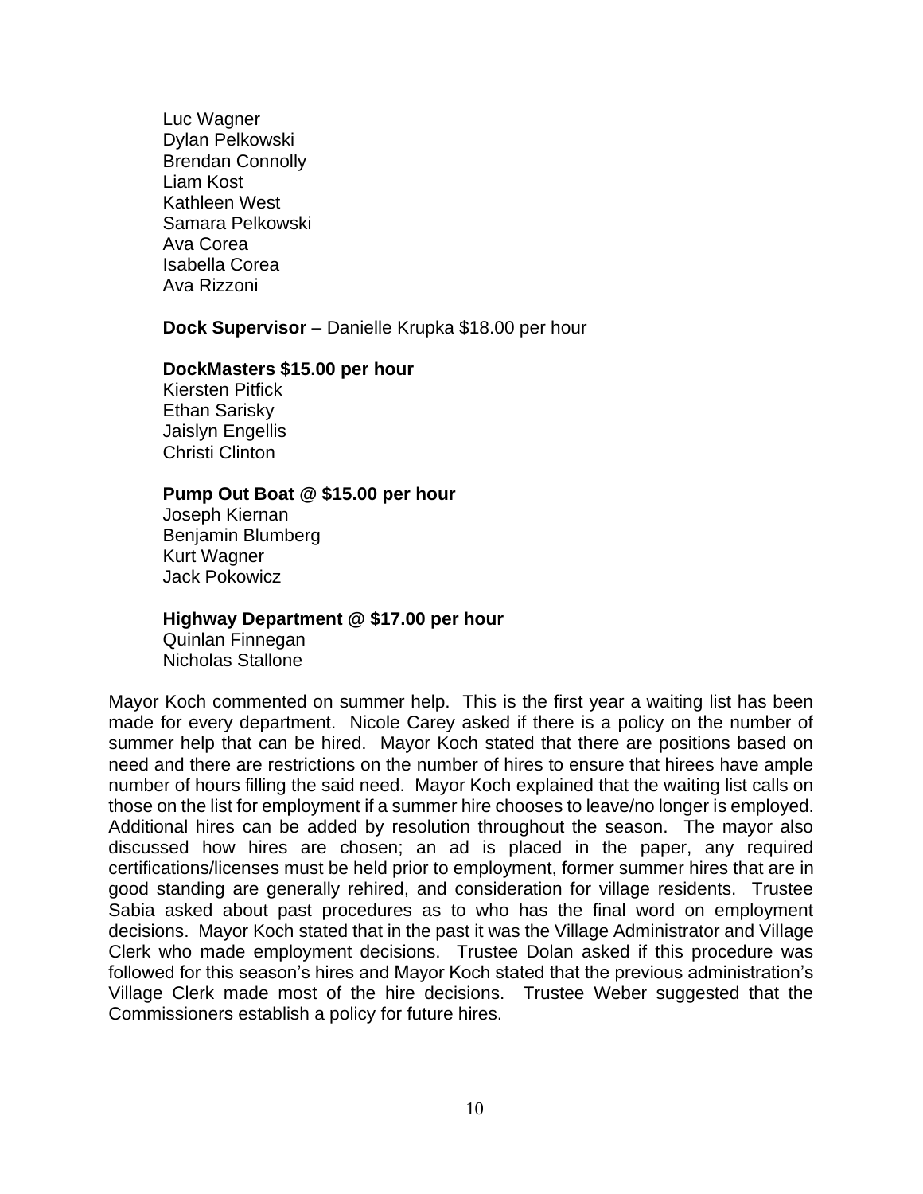Luc Wagner
Dylan Pelkowski
Brendan Connolly
Liam Kost
Kathleen West
Samara Pelkowski
Ava Corea
Isabella Corea
Ava Rizzoni

**Dock Supervisor** – Danielle Krupka $18.00 per hour

**DockMasters $15.00 per hour**
Kiersten Pitfick
Ethan Sarisky
Jaislyn Engellis
Christi Clinton

**Pump Out Boat @ $15.00 per hour**
Joseph Kiernan
Benjamin Blumberg
Kurt Wagner
Jack Pokowicz

**Highway Department @ $17.00 per hour**
Quinlan Finnegan
Nicholas Stallone

Mayor Koch commented on summer help. This is the first year a waiting list has been made for every department. Nicole Carey asked if there is a policy on the number of summer help that can be hired. Mayor Koch stated that there are positions based on need and there are restrictions on the number of hires to ensure that hirees have ample number of hours filling the said need. Mayor Koch explained that the waiting list calls on those on the list for employment if a summer hire chooses to leave/no longer is employed. Additional hires can be added by resolution throughout the season. The mayor also discussed how hires are chosen; an ad is placed in the paper, any required certifications/licenses must be held prior to employment, former summer hires that are in good standing are generally rehired, and consideration for village residents. Trustee Sabia asked about past procedures as to who has the final word on employment decisions. Mayor Koch stated that in the past it was the Village Administrator and Village Clerk who made employment decisions. Trustee Dolan asked if this procedure was followed for this season's hires and Mayor Koch stated that the previous administration's Village Clerk made most of the hire decisions. Trustee Weber suggested that the Commissioners establish a policy for future hires.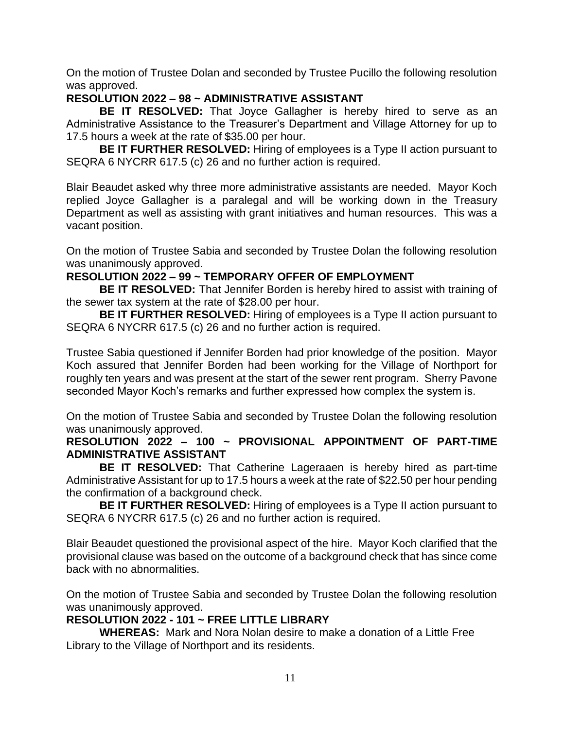On the motion of Trustee Dolan and seconded by Trustee Pucillo the following resolution was approved.

**RESOLUTION 2022 – 98 ~ ADMINISTRATIVE ASSISTANT**

**BE IT RESOLVED:** That Joyce Gallagher is hereby hired to serve as an Administrative Assistance to the Treasurer's Department and Village Attorney for up to 17.5 hours a week at the rate of $35.00 per hour.

**BE IT FURTHER RESOLVED:** Hiring of employees is a Type II action pursuant to SEQRA 6 NYCRR 617.5 (c) 26 and no further action is required.

Blair Beaudet asked why three more administrative assistants are needed. Mayor Koch replied Joyce Gallagher is a paralegal and will be working down in the Treasury Department as well as assisting with grant initiatives and human resources. This was a vacant position.

On the motion of Trustee Sabia and seconded by Trustee Dolan the following resolution was unanimously approved.

**RESOLUTION 2022 – 99 ~ TEMPORARY OFFER OF EMPLOYMENT**

**BE IT RESOLVED:** That Jennifer Borden is hereby hired to assist with training of the sewer tax system at the rate of $28.00 per hour.

**BE IT FURTHER RESOLVED:** Hiring of employees is a Type II action pursuant to SEQRA 6 NYCRR 617.5 (c) 26 and no further action is required.

Trustee Sabia questioned if Jennifer Borden had prior knowledge of the position. Mayor Koch assured that Jennifer Borden had been working for the Village of Northport for roughly ten years and was present at the start of the sewer rent program. Sherry Pavone seconded Mayor Koch's remarks and further expressed how complex the system is.

On the motion of Trustee Sabia and seconded by Trustee Dolan the following resolution was unanimously approved.

**RESOLUTION 2022 – 100 ~ PROVISIONAL APPOINTMENT OF PART-TIME ADMINISTRATIVE ASSISTANT**

**BE IT RESOLVED:** That Catherine Lageraaen is hereby hired as part-time Administrative Assistant for up to 17.5 hours a week at the rate of $22.50 per hour pending the confirmation of a background check.

**BE IT FURTHER RESOLVED:** Hiring of employees is a Type II action pursuant to SEQRA 6 NYCRR 617.5 (c) 26 and no further action is required.

Blair Beaudet questioned the provisional aspect of the hire. Mayor Koch clarified that the provisional clause was based on the outcome of a background check that has since come back with no abnormalities.

On the motion of Trustee Sabia and seconded by Trustee Dolan the following resolution was unanimously approved.

**RESOLUTION 2022 - 101 ~ FREE LITTLE LIBRARY**

**WHEREAS:** Mark and Nora Nolan desire to make a donation of a Little Free Library to the Village of Northport and its residents.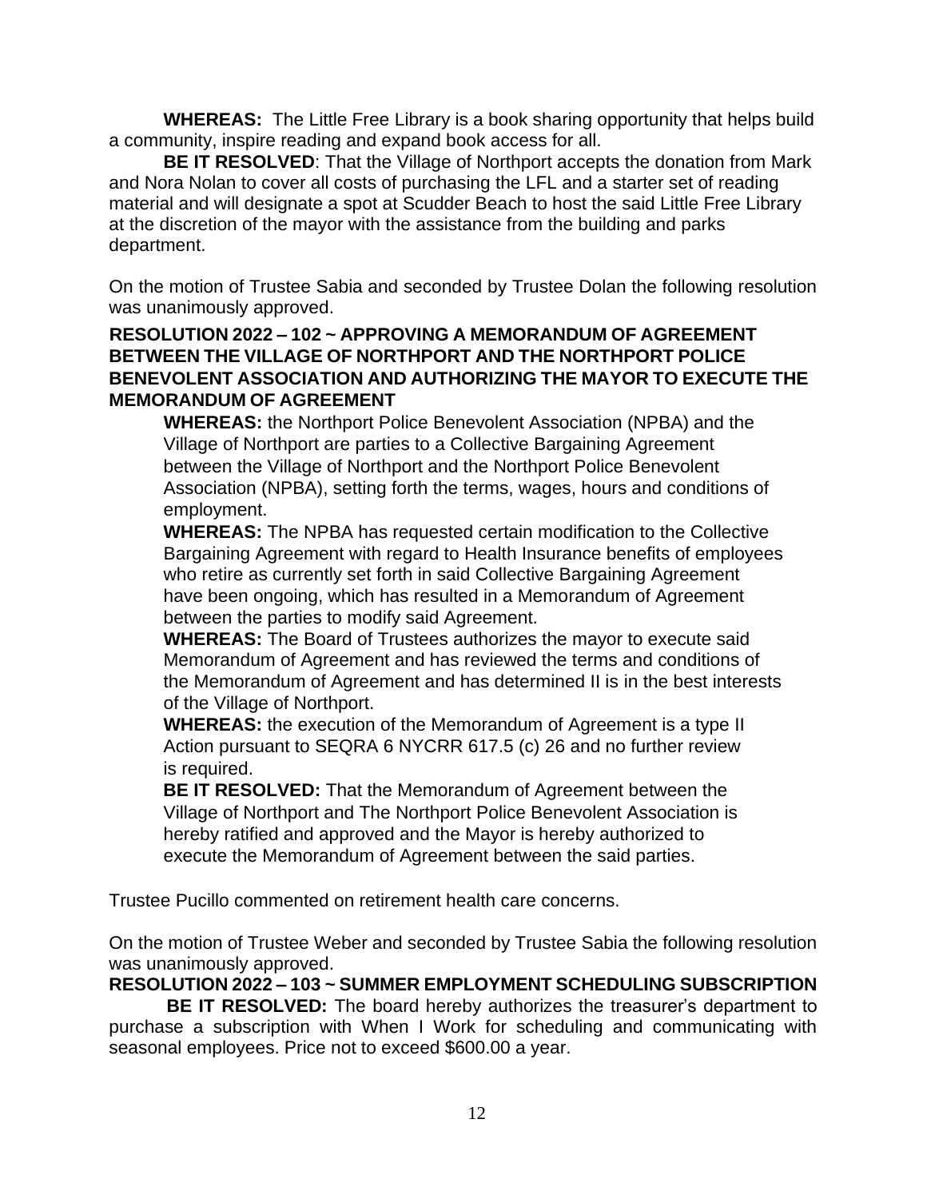**WHEREAS:** The Little Free Library is a book sharing opportunity that helps build a community, inspire reading and expand book access for all.

**BE IT RESOLVED**: That the Village of Northport accepts the donation from Mark and Nora Nolan to cover all costs of purchasing the LFL and a starter set of reading material and will designate a spot at Scudder Beach to host the said Little Free Library at the discretion of the mayor with the assistance from the building and parks department.

On the motion of Trustee Sabia and seconded by Trustee Dolan the following resolution was unanimously approved.

**RESOLUTION 2022 – 102 ~ APPROVING A MEMORANDUM OF AGREEMENT BETWEEN THE VILLAGE OF NORTHPORT AND THE NORTHPORT POLICE BENEVOLENT ASSOCIATION AND AUTHORIZING THE MAYOR TO EXECUTE THE MEMORANDUM OF AGREEMENT**

**WHEREAS:** the Northport Police Benevolent Association (NPBA) and the Village of Northport are parties to a Collective Bargaining Agreement between the Village of Northport and the Northport Police Benevolent Association (NPBA), setting forth the terms, wages, hours and conditions of employment.

**WHEREAS:** The NPBA has requested certain modification to the Collective Bargaining Agreement with regard to Health Insurance benefits of employees who retire as currently set forth in said Collective Bargaining Agreement have been ongoing, which has resulted in a Memorandum of Agreement between the parties to modify said Agreement.

**WHEREAS:** The Board of Trustees authorizes the mayor to execute said Memorandum of Agreement and has reviewed the terms and conditions of the Memorandum of Agreement and has determined II is in the best interests of the Village of Northport.

**WHEREAS:** the execution of the Memorandum of Agreement is a type II Action pursuant to SEQRA 6 NYCRR 617.5 (c) 26 and no further review is required.

**BE IT RESOLVED:** That the Memorandum of Agreement between the Village of Northport and The Northport Police Benevolent Association is hereby ratified and approved and the Mayor is hereby authorized to execute the Memorandum of Agreement between the said parties.

Trustee Pucillo commented on retirement health care concerns.

On the motion of Trustee Weber and seconded by Trustee Sabia the following resolution was unanimously approved.

**RESOLUTION 2022 – 103 ~ SUMMER EMPLOYMENT SCHEDULING SUBSCRIPTION**

**BE IT RESOLVED:** The board hereby authorizes the treasurer's department to purchase a subscription with When I Work for scheduling and communicating with seasonal employees. Price not to exceed $600.00 a year.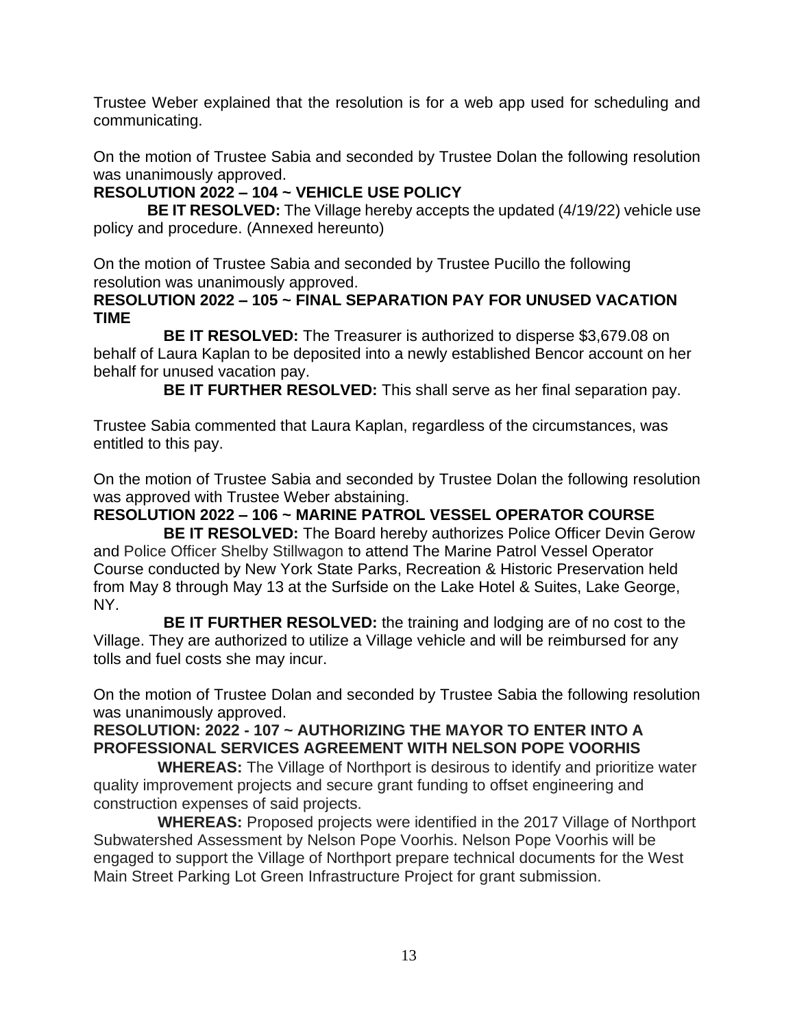Trustee Weber explained that the resolution is for a web app used for scheduling and communicating.

On the motion of Trustee Sabia and seconded by Trustee Dolan the following resolution was unanimously approved.

**RESOLUTION 2022 – 104 ~ VEHICLE USE POLICY**

**BE IT RESOLVED:** The Village hereby accepts the updated (4/19/22) vehicle use policy and procedure. (Annexed hereunto)

On the motion of Trustee Sabia and seconded by Trustee Pucillo the following resolution was unanimously approved.

**RESOLUTION 2022 – 105 ~ FINAL SEPARATION PAY FOR UNUSED VACATION TIME**

**BE IT RESOLVED:** The Treasurer is authorized to disperse $3,679.08 on behalf of Laura Kaplan to be deposited into a newly established Bencor account on her behalf for unused vacation pay.

**BE IT FURTHER RESOLVED:** This shall serve as her final separation pay.

Trustee Sabia commented that Laura Kaplan, regardless of the circumstances, was entitled to this pay.

On the motion of Trustee Sabia and seconded by Trustee Dolan the following resolution was approved with Trustee Weber abstaining.

**RESOLUTION 2022 – 106 ~ MARINE PATROL VESSEL OPERATOR COURSE**

**BE IT RESOLVED:** The Board hereby authorizes Police Officer Devin Gerow and Police Officer Shelby Stillwagon to attend The Marine Patrol Vessel Operator Course conducted by New York State Parks, Recreation & Historic Preservation held from May 8 through May 13 at the Surfside on the Lake Hotel & Suites, Lake George, NY.

**BE IT FURTHER RESOLVED:** the training and lodging are of no cost to the Village. They are authorized to utilize a Village vehicle and will be reimbursed for any tolls and fuel costs she may incur.

On the motion of Trustee Dolan and seconded by Trustee Sabia the following resolution was unanimously approved.

**RESOLUTION: 2022 - 107 ~ AUTHORIZING THE MAYOR TO ENTER INTO A PROFESSIONAL SERVICES AGREEMENT WITH NELSON POPE VOORHIS**

**WHEREAS:** The Village of Northport is desirous to identify and prioritize water quality improvement projects and secure grant funding to offset engineering and construction expenses of said projects.

**WHEREAS:** Proposed projects were identified in the 2017 Village of Northport Subwatershed Assessment by Nelson Pope Voorhis. Nelson Pope Voorhis will be engaged to support the Village of Northport prepare technical documents for the West Main Street Parking Lot Green Infrastructure Project for grant submission.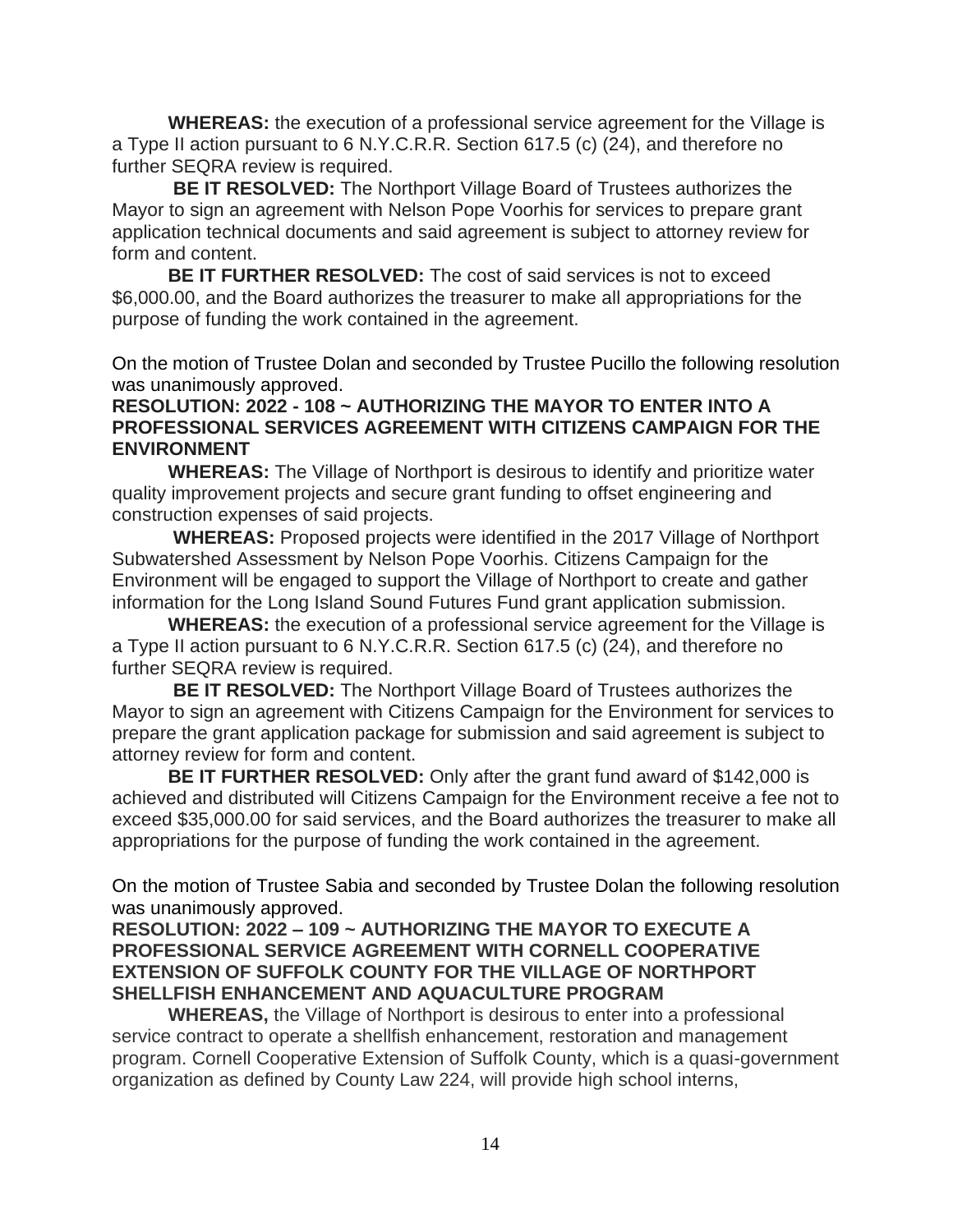**WHEREAS:** the execution of a professional service agreement for the Village is a Type II action pursuant to 6 N.Y.C.R.R. Section 617.5 (c) (24), and therefore no further SEQRA review is required.

**BE IT RESOLVED:** The Northport Village Board of Trustees authorizes the Mayor to sign an agreement with Nelson Pope Voorhis for services to prepare grant application technical documents and said agreement is subject to attorney review for form and content.

**BE IT FURTHER RESOLVED:** The cost of said services is not to exceed $6,000.00, and the Board authorizes the treasurer to make all appropriations for the purpose of funding the work contained in the agreement.

On the motion of Trustee Dolan and seconded by Trustee Pucillo the following resolution was unanimously approved.

**RESOLUTION: 2022 - 108 ~ AUTHORIZING THE MAYOR TO ENTER INTO A PROFESSIONAL SERVICES AGREEMENT WITH CITIZENS CAMPAIGN FOR THE ENVIRONMENT**

**WHEREAS:** The Village of Northport is desirous to identify and prioritize water quality improvement projects and secure grant funding to offset engineering and construction expenses of said projects.

**WHEREAS:** Proposed projects were identified in the 2017 Village of Northport Subwatershed Assessment by Nelson Pope Voorhis. Citizens Campaign for the Environment will be engaged to support the Village of Northport to create and gather information for the Long Island Sound Futures Fund grant application submission.

**WHEREAS:** the execution of a professional service agreement for the Village is a Type II action pursuant to 6 N.Y.C.R.R. Section 617.5 (c) (24), and therefore no further SEQRA review is required.

**BE IT RESOLVED:** The Northport Village Board of Trustees authorizes the Mayor to sign an agreement with Citizens Campaign for the Environment for services to prepare the grant application package for submission and said agreement is subject to attorney review for form and content.

**BE IT FURTHER RESOLVED:** Only after the grant fund award of $142,000 is achieved and distributed will Citizens Campaign for the Environment receive a fee not to exceed $35,000.00 for said services, and the Board authorizes the treasurer to make all appropriations for the purpose of funding the work contained in the agreement.

On the motion of Trustee Sabia and seconded by Trustee Dolan the following resolution was unanimously approved.

**RESOLUTION: 2022 – 109 ~ AUTHORIZING THE MAYOR TO EXECUTE A PROFESSIONAL SERVICE AGREEMENT WITH CORNELL COOPERATIVE EXTENSION OF SUFFOLK COUNTY FOR THE VILLAGE OF NORTHPORT SHELLFISH ENHANCEMENT AND AQUACULTURE PROGRAM**

**WHEREAS,** the Village of Northport is desirous to enter into a professional service contract to operate a shellfish enhancement, restoration and management program. Cornell Cooperative Extension of Suffolk County, which is a quasi-government organization as defined by County Law 224, will provide high school interns,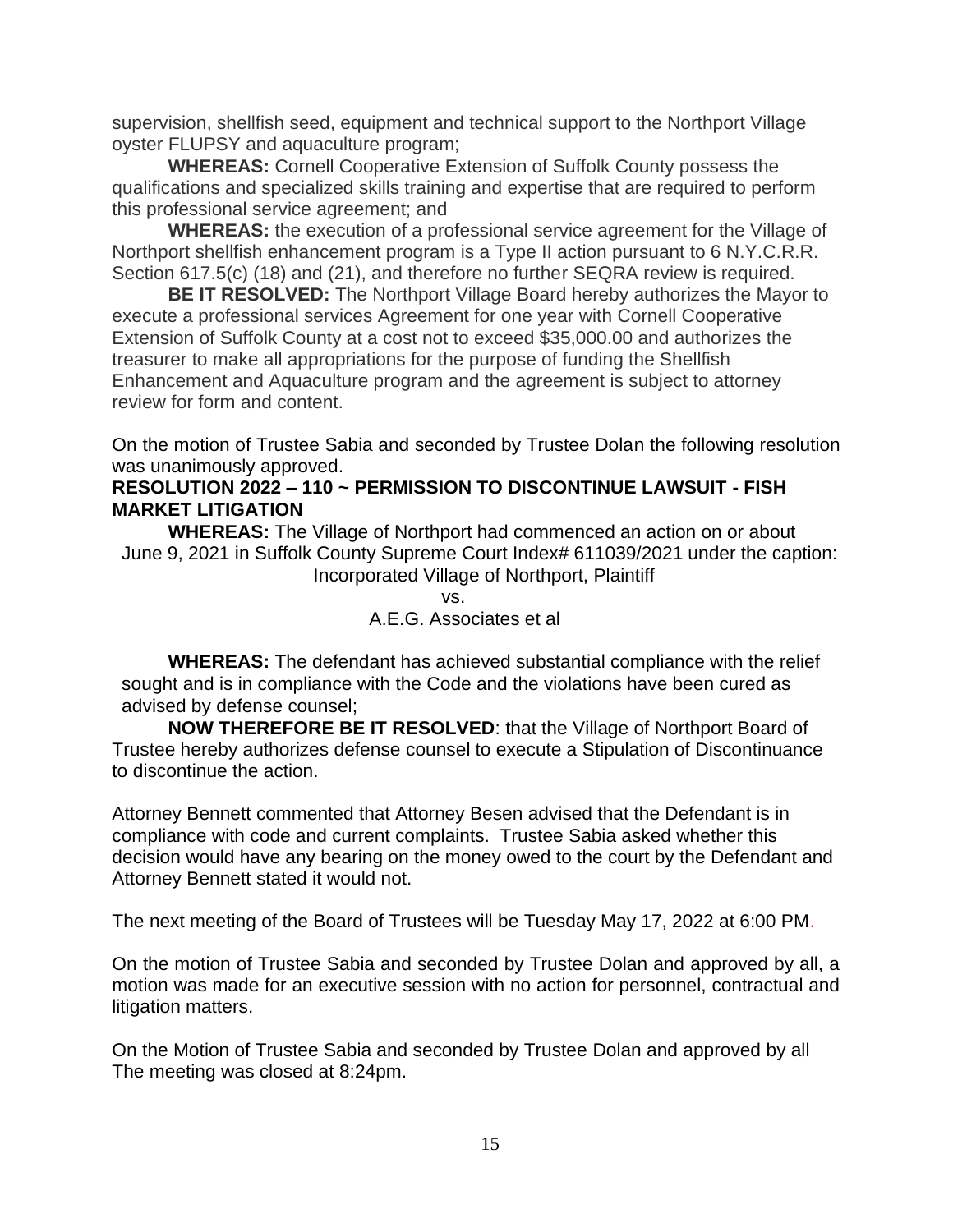supervision, shellfish seed, equipment and technical support to the Northport Village oyster FLUPSY and aquaculture program;

**WHEREAS:** Cornell Cooperative Extension of Suffolk County possess the qualifications and specialized skills training and expertise that are required to perform this professional service agreement; and

**WHEREAS:** the execution of a professional service agreement for the Village of Northport shellfish enhancement program is a Type II action pursuant to 6 N.Y.C.R.R. Section 617.5(c) (18) and (21), and therefore no further SEQRA review is required.

**BE IT RESOLVED:** The Northport Village Board hereby authorizes the Mayor to execute a professional services Agreement for one year with Cornell Cooperative Extension of Suffolk County at a cost not to exceed $35,000.00 and authorizes the treasurer to make all appropriations for the purpose of funding the Shellfish Enhancement and Aquaculture program and the agreement is subject to attorney review for form and content.

On the motion of Trustee Sabia and seconded by Trustee Dolan the following resolution was unanimously approved.

**RESOLUTION 2022 – 110 ~ PERMISSION TO DISCONTINUE LAWSUIT - FISH MARKET LITIGATION**

**WHEREAS:** The Village of Northport had commenced an action on or about June 9, 2021 in Suffolk County Supreme Court Index# 611039/2021 under the caption:

Incorporated Village of Northport, Plaintiff

vs.

A.E.G. Associates et al

**WHEREAS:** The defendant has achieved substantial compliance with the relief sought and is in compliance with the Code and the violations have been cured as advised by defense counsel;

**NOW THEREFORE BE IT RESOLVED**: that the Village of Northport Board of Trustee hereby authorizes defense counsel to execute a Stipulation of Discontinuance to discontinue the action.

Attorney Bennett commented that Attorney Besen advised that the Defendant is in compliance with code and current complaints. Trustee Sabia asked whether this decision would have any bearing on the money owed to the court by the Defendant and Attorney Bennett stated it would not.

The next meeting of the Board of Trustees will be Tuesday May 17, 2022 at 6:00 PM.

On the motion of Trustee Sabia and seconded by Trustee Dolan and approved by all, a motion was made for an executive session with no action for personnel, contractual and litigation matters.

On the Motion of Trustee Sabia and seconded by Trustee Dolan and approved by all The meeting was closed at 8:24pm.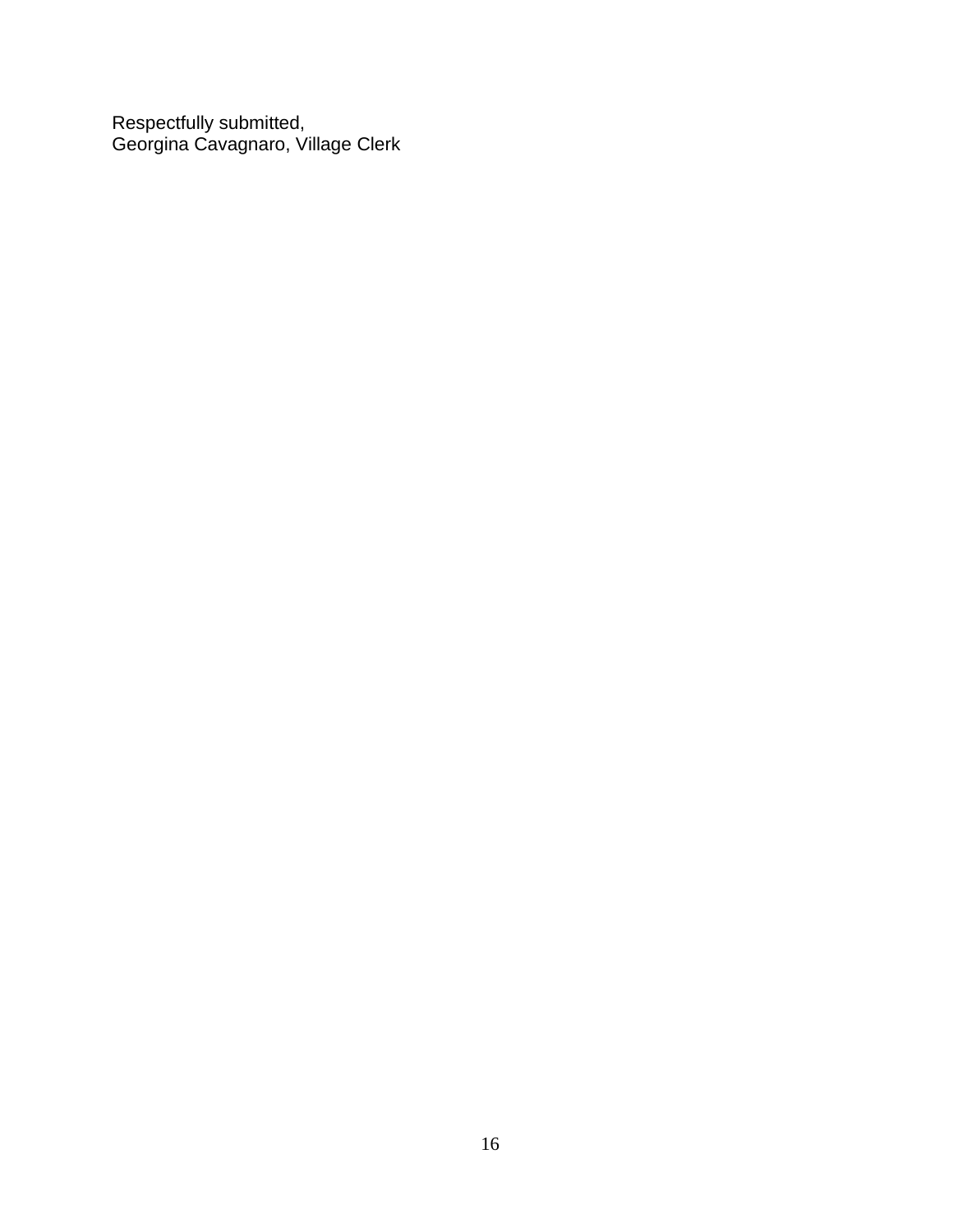Respectfully submitted,
Georgina Cavagnaro, Village Clerk